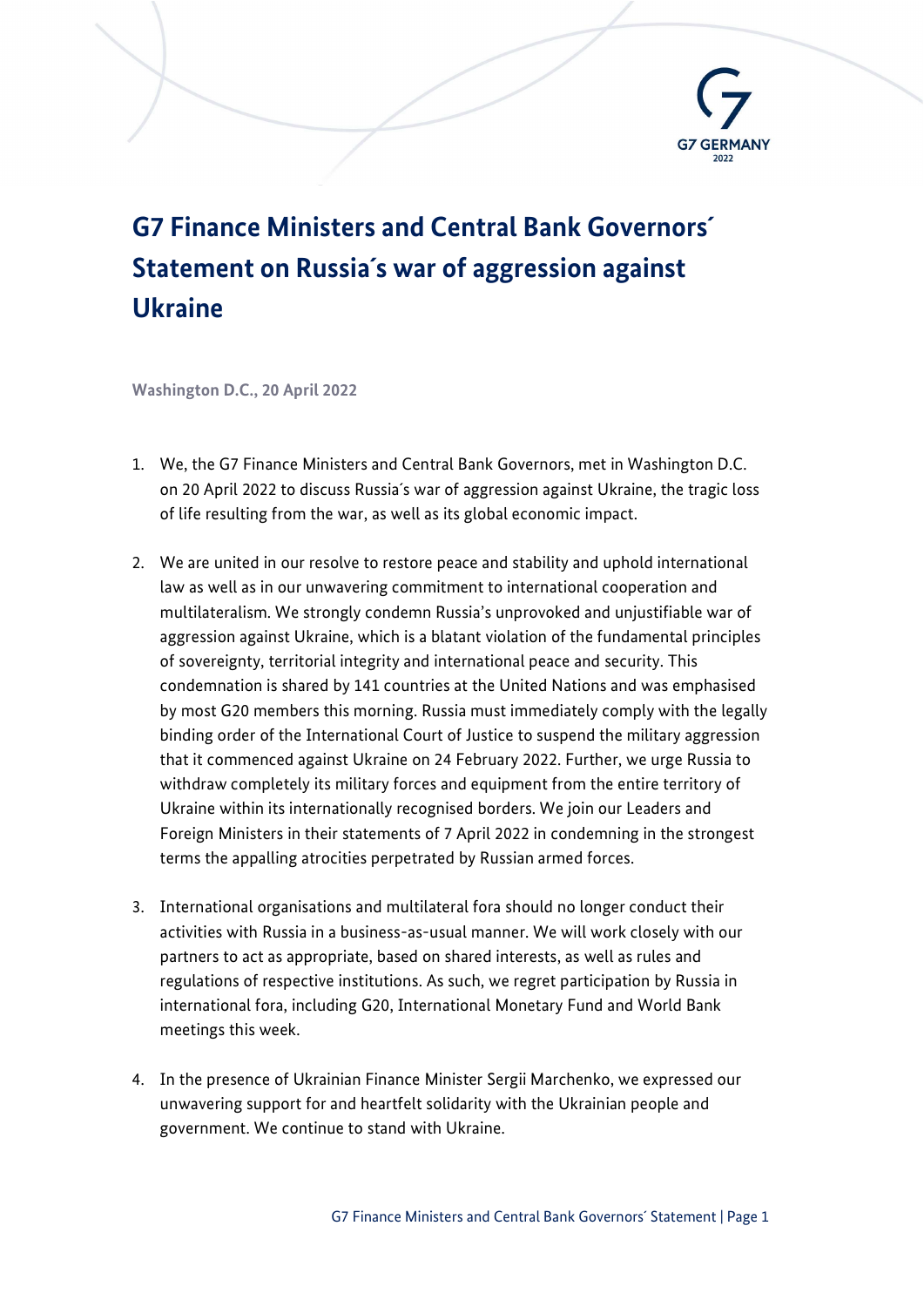# G7 Finance Ministers and Central Bank Governors´ Statement on Russia´s war of aggression against Ukraine

**Washington D.C., 20 April 2022**

1. We, the G7 Finance Ministers and Central Bank Governors, met in Washington D.C. on 20 April 2022 to discuss Russia´s war of aggression against Ukraine, the tragic loss of life resulting from the war, as well as its global economic impact.

2. We are united in our resolve to restore peace and stability and uphold international law as well as in our unwavering commitment to international cooperation and multilateralism. We strongly condemn Russia's unprovoked and unjustifiable war of aggression against Ukraine, which is a blatant violation of the fundamental principles of sovereignty, territorial integrity and international peace and security. This condemnation is shared by 141 countries at the United Nations and was emphasised by most G20 members this morning. Russia must immediately comply with the legally binding order of the International Court of Justice to suspend the military aggression that it commenced against Ukraine on 24 February 2022. Further, we urge Russia to withdraw completely its military forces and equipment from the entire territory of Ukraine within its internationally recognised borders. We join our Leaders and Foreign Ministers in their statements of 7 April 2022 in condemning in the strongest terms the appalling atrocities perpetrated by Russian armed forces.

3. International organisations and multilateral fora should no longer conduct their activities with Russia in a business-as-usual manner. We will work closely with our partners to act as appropriate, based on shared interests, as well as rules and regulations of respective institutions. As such, we regret participation by Russia in international fora, including G20, International Monetary Fund and World Bank meetings this week.

4. In the presence of Ukrainian Finance Minister Sergii Marchenko, we expressed our unwavering support for and heartfelt solidarity with the Ukrainian people and government. We continue to stand with Ukraine.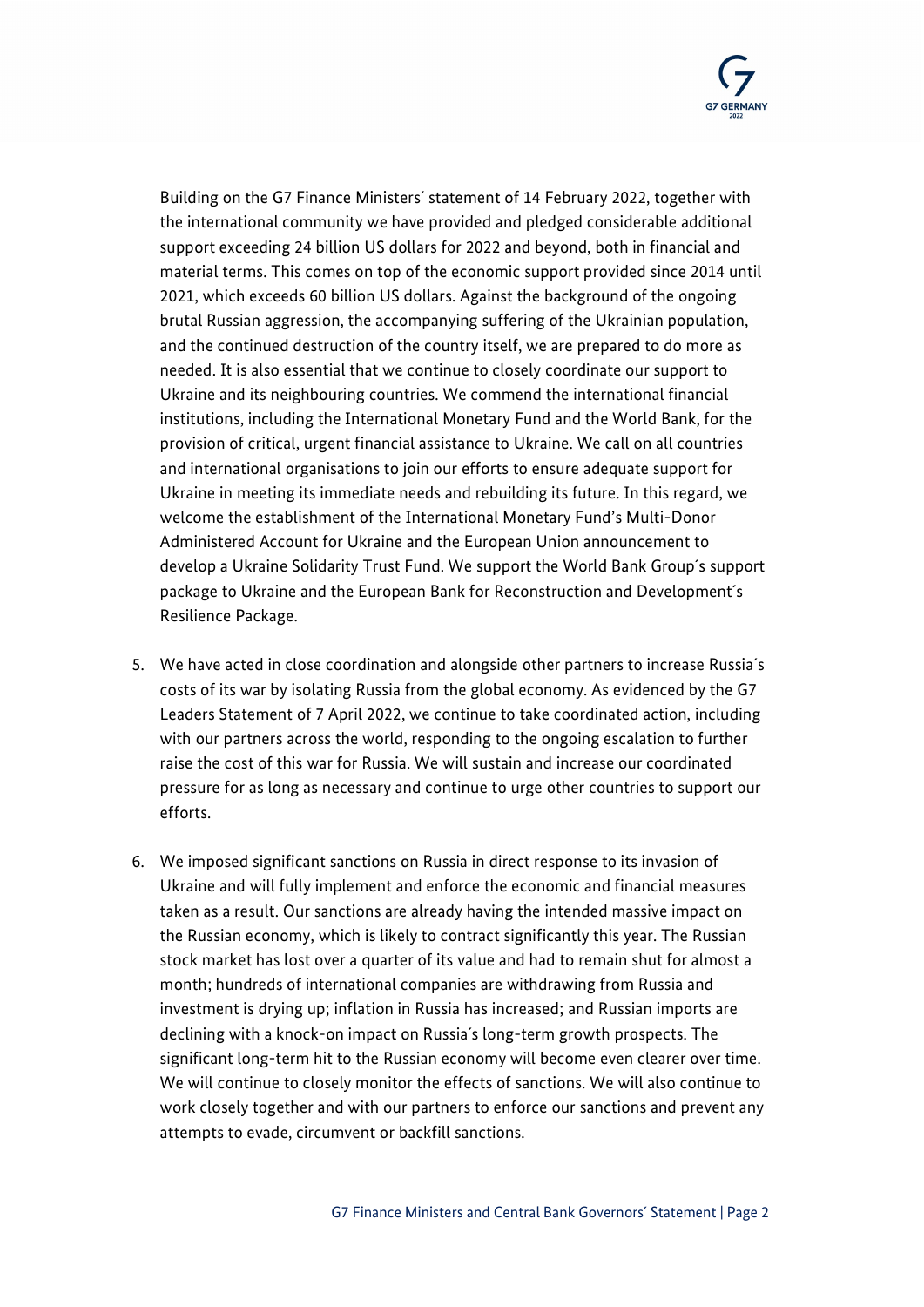Building on the G7 Finance Ministers´ statement of 14 February 2022, together with the international community we have provided and pledged considerable additional support exceeding 24 billion US dollars for 2022 and beyond, both in financial and material terms. This comes on top of the economic support provided since 2014 until 2021, which exceeds 60 billion US dollars. Against the background of the ongoing brutal Russian aggression, the accompanying suffering of the Ukrainian population, and the continued destruction of the country itself, we are prepared to do more as needed. It is also essential that we continue to closely coordinate our support to Ukraine and its neighbouring countries. We commend the international financial institutions, including the International Monetary Fund and the World Bank, for the provision of critical, urgent financial assistance to Ukraine. We call on all countries and international organisations to join our efforts to ensure adequate support for Ukraine in meeting its immediate needs and rebuilding its future. In this regard, we welcome the establishment of the International Monetary Fund's Multi-Donor Administered Account for Ukraine and the European Union announcement to develop a Ukraine Solidarity Trust Fund. We support the World Bank Group´s support package to Ukraine and the European Bank for Reconstruction and Development´s Resilience Package.

5. We have acted in close coordination and alongside other partners to increase Russia´s costs of its war by isolating Russia from the global economy. As evidenced by the G7 Leaders Statement of 7 April 2022, we continue to take coordinated action, including with our partners across the world, responding to the ongoing escalation to further raise the cost of this war for Russia. We will sustain and increase our coordinated pressure for as long as necessary and continue to urge other countries to support our efforts.

6. We imposed significant sanctions on Russia in direct response to its invasion of Ukraine and will fully implement and enforce the economic and financial measures taken as a result. Our sanctions are already having the intended massive impact on the Russian economy, which is likely to contract significantly this year. The Russian stock market has lost over a quarter of its value and had to remain shut for almost a month; hundreds of international companies are withdrawing from Russia and investment is drying up; inflation in Russia has increased; and Russian imports are declining with a knock-on impact on Russia´s long-term growth prospects. The significant long-term hit to the Russian economy will become even clearer over time. We will continue to closely monitor the effects of sanctions. We will also continue to work closely together and with our partners to enforce our sanctions and prevent any attempts to evade, circumvent or backfill sanctions.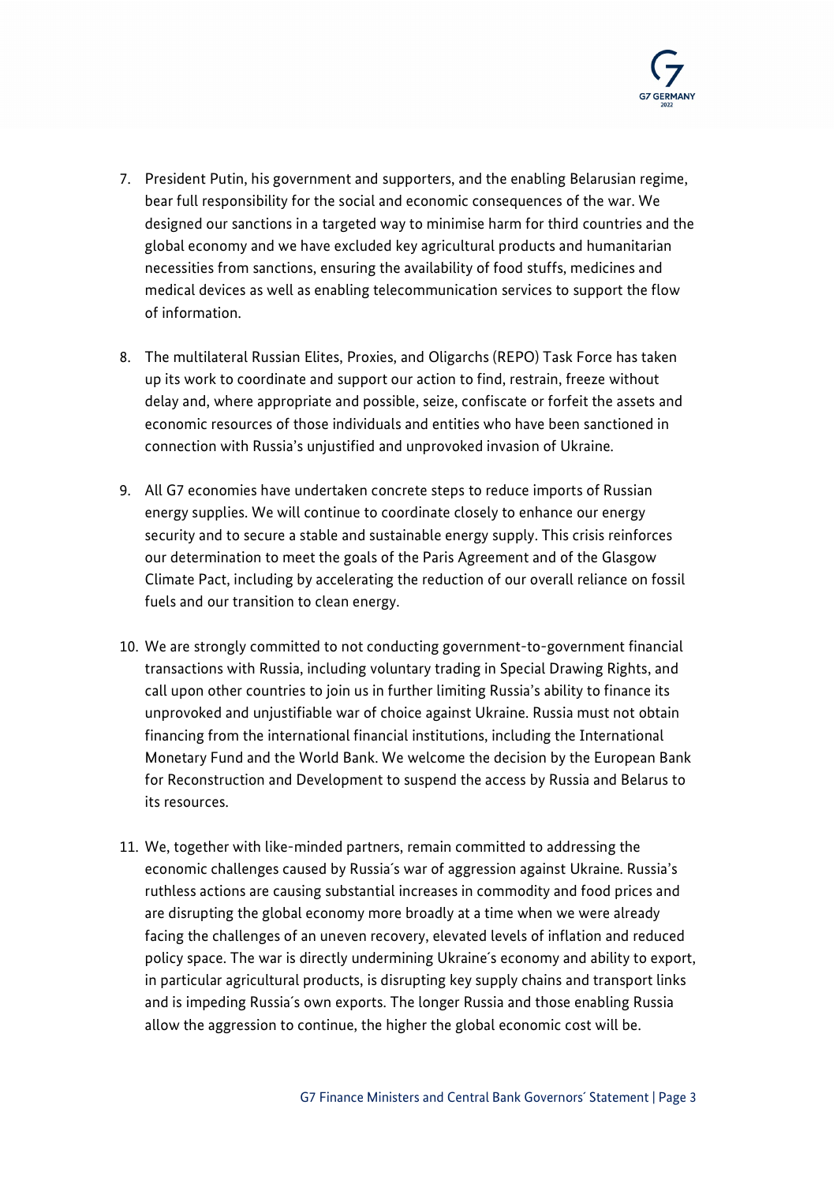7. President Putin, his government and supporters, and the enabling Belarusian regime, bear full responsibility for the social and economic consequences of the war. We designed our sanctions in a targeted way to minimise harm for third countries and the global economy and we have excluded key agricultural products and humanitarian necessities from sanctions, ensuring the availability of food stuffs, medicines and medical devices as well as enabling telecommunication services to support the flow of information.

8. The multilateral Russian Elites, Proxies, and Oligarchs (REPO) Task Force has taken up its work to coordinate and support our action to find, restrain, freeze without delay and, where appropriate and possible, seize, confiscate or forfeit the assets and economic resources of those individuals and entities who have been sanctioned in connection with Russia's unjustified and unprovoked invasion of Ukraine.

9. All G7 economies have undertaken concrete steps to reduce imports of Russian energy supplies. We will continue to coordinate closely to enhance our energy security and to secure a stable and sustainable energy supply. This crisis reinforces our determination to meet the goals of the Paris Agreement and of the Glasgow Climate Pact, including by accelerating the reduction of our overall reliance on fossil fuels and our transition to clean energy.

10. We are strongly committed to not conducting government-to-government financial transactions with Russia, including voluntary trading in Special Drawing Rights, and call upon other countries to join us in further limiting Russia's ability to finance its unprovoked and unjustifiable war of choice against Ukraine. Russia must not obtain financing from the international financial institutions, including the International Monetary Fund and the World Bank. We welcome the decision by the European Bank for Reconstruction and Development to suspend the access by Russia and Belarus to its resources.

11. We, together with like-minded partners, remain committed to addressing the economic challenges caused by Russia´s war of aggression against Ukraine. Russia's ruthless actions are causing substantial increases in commodity and food prices and are disrupting the global economy more broadly at a time when we were already facing the challenges of an uneven recovery, elevated levels of inflation and reduced policy space. The war is directly undermining Ukraine´s economy and ability to export, in particular agricultural products, is disrupting key supply chains and transport links and is impeding Russia´s own exports. The longer Russia and those enabling Russia allow the aggression to continue, the higher the global economic cost will be.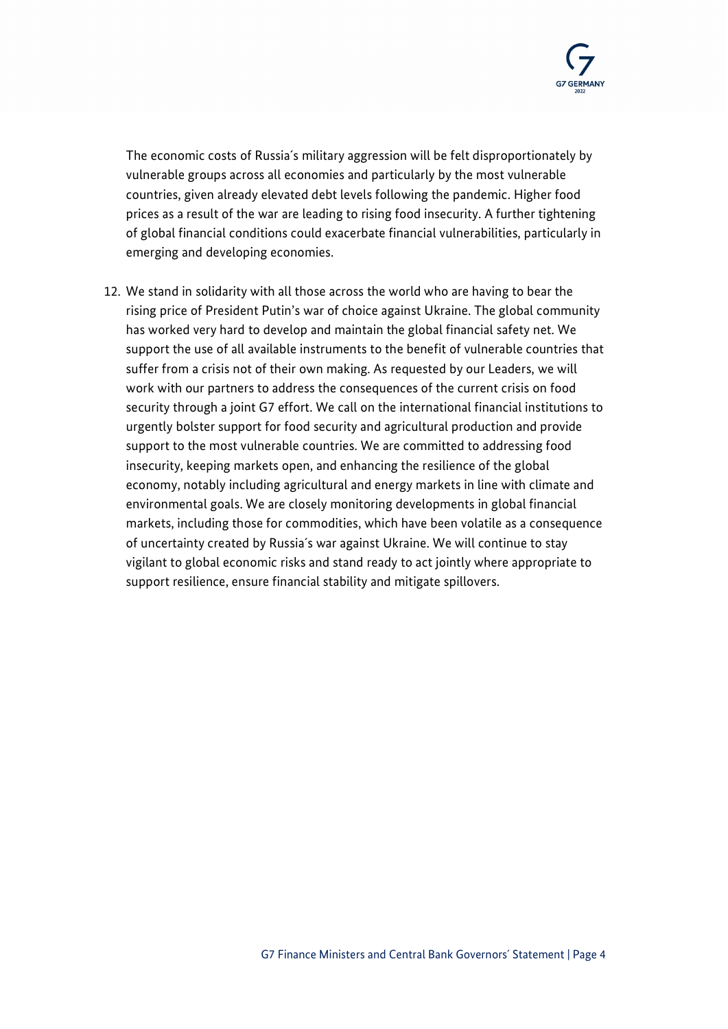The economic costs of Russia´s military aggression will be felt disproportionately by vulnerable groups across all economies and particularly by the most vulnerable countries, given already elevated debt levels following the pandemic. Higher food prices as a result of the war are leading to rising food insecurity. A further tightening of global financial conditions could exacerbate financial vulnerabilities, particularly in emerging and developing economies.

12. We stand in solidarity with all those across the world who are having to bear the rising price of President Putin's war of choice against Ukraine. The global community has worked very hard to develop and maintain the global financial safety net. We support the use of all available instruments to the benefit of vulnerable countries that suffer from a crisis not of their own making. As requested by our Leaders, we will work with our partners to address the consequences of the current crisis on food security through a joint G7 effort. We call on the international financial institutions to urgently bolster support for food security and agricultural production and provide support to the most vulnerable countries. We are committed to addressing food insecurity, keeping markets open, and enhancing the resilience of the global economy, notably including agricultural and energy markets in line with climate and environmental goals. We are closely monitoring developments in global financial markets, including those for commodities, which have been volatile as a consequence of uncertainty created by Russia´s war against Ukraine. We will continue to stay vigilant to global economic risks and stand ready to act jointly where appropriate to support resilience, ensure financial stability and mitigate spillovers.